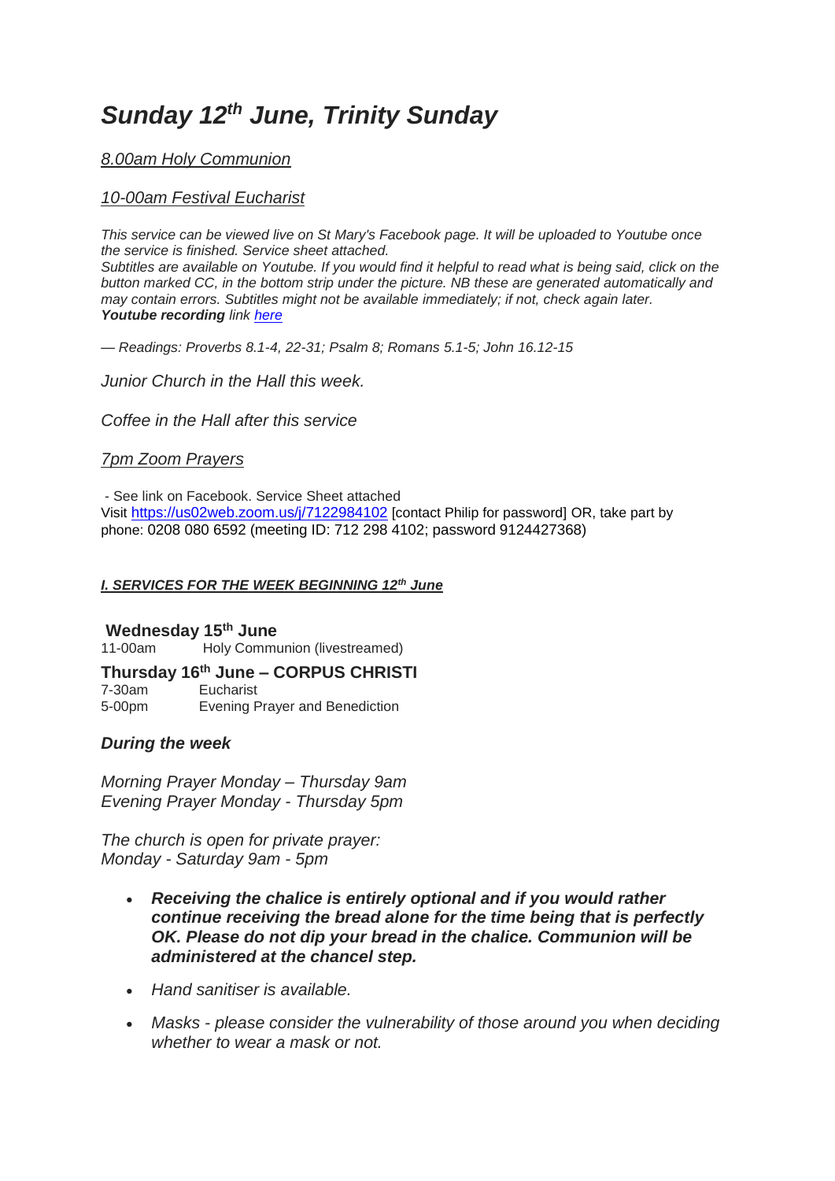# *Sunday 12th June, Trinity Sunday*

*8.00am Holy Communion*

*10-00am Festival Eucharist*

*This service can be viewed live on St Mary's Facebook page. It will be uploaded to Youtube once the service is finished. Service sheet attached.*
*Subtitles are available on Youtube. If you would find it helpful to read what is being said, click on the button marked CC, in the bottom strip under the picture. NB these are generated automatically and may contain errors. Subtitles might not be available immediately; if not, check again later.*
***Youtube recording** link here*

*— Readings: Proverbs 8.1-4, 22-31; Psalm 8; Romans 5.1-5; John 16.12-15*

*Junior Church in the Hall this week.*

*Coffee in the Hall after this service*

*7pm Zoom Prayers*

- See link on Facebook. Service Sheet attached
Visit https://us02web.zoom.us/j/7122984102 [contact Philip for password] OR, take part by phone: 0208 080 6592 (meeting ID: 712 298 4102; password 9124427368)

***I. SERVICES FOR THE WEEK BEGINNING 12th June***

**Wednesday 15th June**
11-00am Holy Communion (livestreamed)

**Thursday 16th June – CORPUS CHRISTI**
7-30am Eucharist
5-00pm Evening Prayer and Benediction

***During the week***

*Morning Prayer Monday – Thursday 9am*
*Evening Prayer Monday - Thursday 5pm*

*The church is open for private prayer:*
*Monday - Saturday 9am - 5pm*

- ***Receiving the chalice is entirely optional and if you would rather continue receiving the bread alone for the time being that is perfectly OK. Please do not dip your bread in the chalice. Communion will be administered at the chancel step.***
- *Hand sanitiser is available.*
- *Masks - please consider the vulnerability of those around you when deciding whether to wear a mask or not.*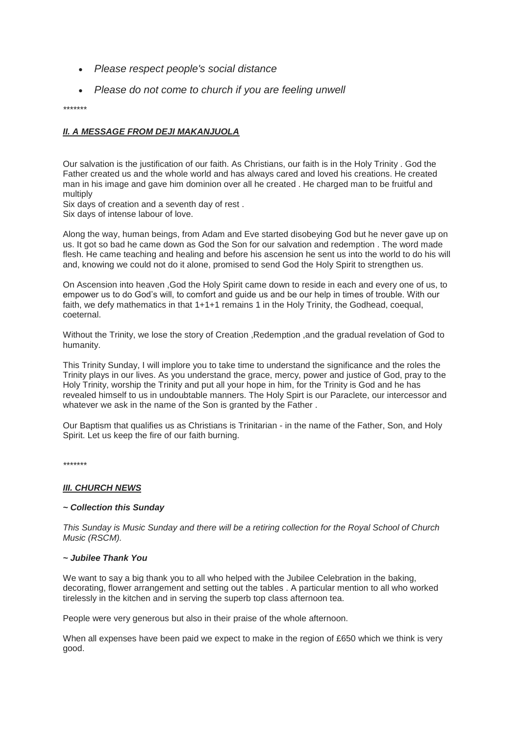- *Please respect people's social distance*
- *Please do not come to church if you are feeling unwell*

*******

## ***II. A MESSAGE FROM DEJI MAKANJUOLA***

Our salvation is the justification of our faith. As Christians, our faith is in the Holy Trinity . God the Father created us and the whole world and has always cared and loved his creations. He created man in his image and gave him dominion over all he created . He charged man to be fruitful and multiply
Six days of creation and a seventh day of rest .
Six days of intense labour of love.

Along the way, human beings, from Adam and Eve started disobeying God but he never gave up on us. It got so bad he came down as God the Son for our salvation and redemption . The word made flesh. He came teaching and healing and before his ascension he sent us into the world to do his will and, knowing we could not do it alone, promised to send God the Holy Spirit to strengthen us.

On Ascension into heaven ,God the Holy Spirit came down to reside in each and every one of us, to empower us to do God's will, to comfort and guide us and be our help in times of trouble. With our faith, we defy mathematics in that 1+1+1 remains 1 in the Holy Trinity, the Godhead, coequal, coeternal.

Without the Trinity, we lose the story of Creation ,Redemption ,and the gradual revelation of God to humanity.

This Trinity Sunday, I will implore you to take time to understand the significance and the roles the Trinity plays in our lives. As you understand the grace, mercy, power and justice of God, pray to the Holy Trinity, worship the Trinity and put all your hope in him, for the Trinity is God and he has revealed himself to us in undoubtable manners. The Holy Spirt is our Paraclete, our intercessor and whatever we ask in the name of the Son is granted by the Father .

Our Baptism that qualifies us as Christians is Trinitarian - in the name of the Father, Son, and Holy Spirit. Let us keep the fire of our faith burning.

*******

## ***III. CHURCH NEWS***

### *~ Collection this Sunday*

*This Sunday is Music Sunday and there will be a retiring collection for the Royal School of Church Music (RSCM).*

### *~ Jubilee Thank You*

We want to say a big thank you to all who helped with the Jubilee Celebration in the baking, decorating, flower arrangement and setting out the tables . A particular mention to all who worked tirelessly in the kitchen and in serving the superb top class afternoon tea.

People were very generous but also in their praise of the whole afternoon.

When all expenses have been paid we expect to make in the region of £650 which we think is very good.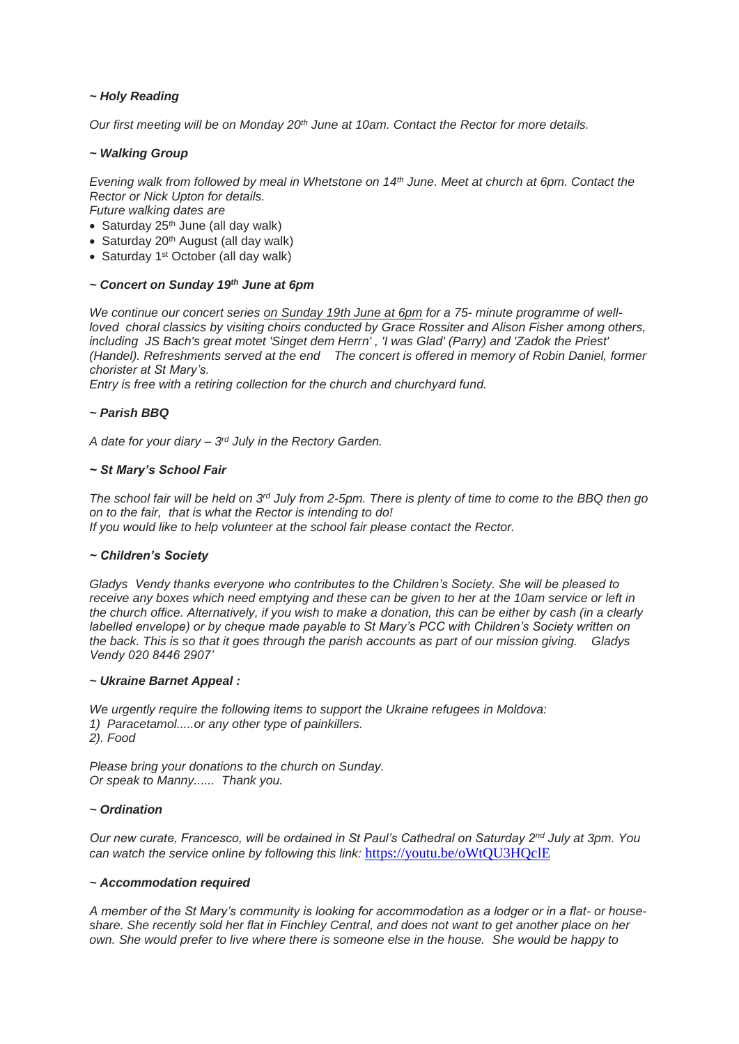### *~ Holy Reading*

*Our first meeting will be on Monday 20th June at 10am. Contact the Rector for more details.*

### *~ Walking Group*

*Evening walk from followed by meal in Whetstone on 14th June. Meet at church at 6pm. Contact the Rector or Nick Upton for details.*
*Future walking dates are*

- Saturday 25th June (all day walk)
- Saturday 20th August (all day walk)
- Saturday 1st October (all day walk)

### *~ Concert on Sunday 19th June at 6pm*

*We continue our concert series on Sunday 19th June at 6pm for a 75- minute programme of well-loved choral classics by visiting choirs conducted by Grace Rossiter and Alison Fisher among others, including JS Bach's great motet 'Singet dem Herrn' , 'I was Glad' (Parry) and 'Zadok the Priest' (Handel). Refreshments served at the end The concert is offered in memory of Robin Daniel, former chorister at St Mary's.*
*Entry is free with a retiring collection for the church and churchyard fund.*

### *~ Parish BBQ*

*A date for your diary – 3rd July in the Rectory Garden.*

### *~ St Mary's School Fair*

*The school fair will be held on 3rd July from 2-5pm. There is plenty of time to come to the BBQ then go on to the fair, that is what the Rector is intending to do!*
*If you would like to help volunteer at the school fair please contact the Rector.*

### *~ Children's Society*

*Gladys Vendy thanks everyone who contributes to the Children's Society. She will be pleased to receive any boxes which need emptying and these can be given to her at the 10am service or left in the church office. Alternatively, if you wish to make a donation, this can be either by cash (in a clearly labelled envelope) or by cheque made payable to St Mary's PCC with Children's Society written on the back. This is so that it goes through the parish accounts as part of our mission giving. Gladys Vendy 020 8446 2907'*

### *~ Ukraine Barnet Appeal :*

*We urgently require the following items to support the Ukraine refugees in Moldova:*
*1) Paracetamol.....or any other type of painkillers.*
*2). Food*

*Please bring your donations to the church on Sunday.*
*Or speak to Manny...... Thank you.*

### *~ Ordination*

*Our new curate, Francesco, will be ordained in St Paul's Cathedral on Saturday 2nd July at 3pm. You can watch the service online by following this link:* https://youtu.be/oWtQU3HQclE

### *~ Accommodation required*

*A member of the St Mary's community is looking for accommodation as a lodger or in a flat- or house-share. She recently sold her flat in Finchley Central, and does not want to get another place on her own. She would prefer to live where there is someone else in the house. She would be happy to*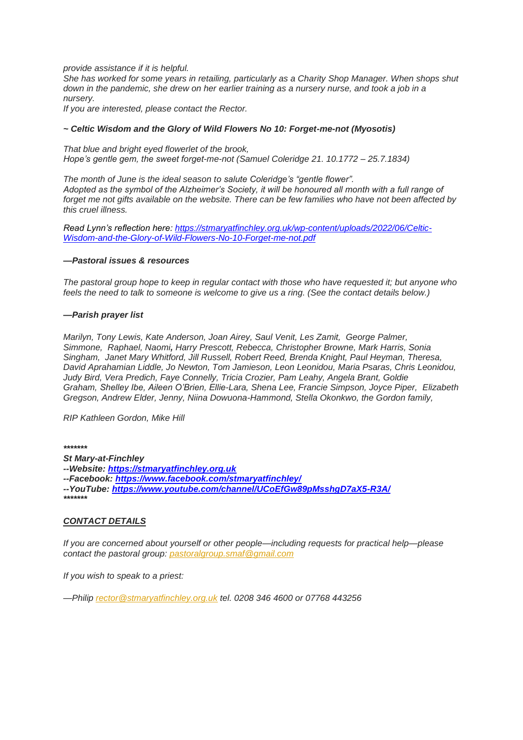*provide assistance if it is helpful.*
*She has worked for some years in retailing, particularly as a Charity Shop Manager. When shops shut down in the pandemic, she drew on her earlier training as a nursery nurse, and took a job in a nursery.*
*If you are interested, please contact the Rector.*

***~ Celtic Wisdom and the Glory of Wild Flowers No 10: Forget-me-not (Myosotis)***

*That blue and bright eyed flowerlet of the brook,*
*Hope's gentle gem, the sweet forget-me-not (Samuel Coleridge 21. 10.1772 – 25.7.1834)*

*The month of June is the ideal season to salute Coleridge's "gentle flower".*
*Adopted as the symbol of the Alzheimer's Society, it will be honoured all month with a full range of forget me not gifts available on the website. There can be few families who have not been affected by this cruel illness.*

*Read Lynn's reflection here: [https://stmaryatfinchley.org.uk/wp-content/uploads/2022/06/Celtic-Wisdom-and-the-Glory-of-Wild-Flowers-No-10-Forget-me-not.pdf](https://stmaryatfinchley.org.uk/wp-content/uploads/2022/06/Celtic-Wisdom-and-the-Glory-of-Wild-Flowers-No-10-Forget-me-not.pdf)*

***—Pastoral issues & resources***

*The pastoral group hope to keep in regular contact with those who have requested it; but anyone who feels the need to talk to someone is welcome to give us a ring. (See the contact details below.)*

***—Parish prayer list***

*Marilyn, Tony Lewis, Kate Anderson, Joan Airey, Saul Venit, Les Zamit, George Palmer, Simmone, Raphael, Naomi, Harry Prescott, Rebecca, Christopher Browne, Mark Harris, Sonia Singham, Janet Mary Whitford, Jill Russell, Robert Reed, Brenda Knight, Paul Heyman, Theresa, David Aprahamian Liddle, Jo Newton, Tom Jamieson, Leon Leonidou, Maria Psaras, Chris Leonidou, Judy Bird, Vera Predich, Faye Connelly, Tricia Crozier, Pam Leahy, Angela Brant, Goldie Graham, Shelley Ibe, Aileen O'Brien, Ellie-Lara, Shena Lee, Francie Simpson, Joyce Piper, Elizabeth Gregson, Andrew Elder, Jenny, Niina Dowuona-Hammond, Stella Okonkwo, the Gordon family,*

*RIP Kathleen Gordon, Mike Hill*

***\*\*\*\*\*\*\****
***St Mary-at-Finchley***
***--Website: [https://stmaryatfinchley.org.uk](https://stmaryatfinchley.org.uk)***
***--Facebook: [https://www.facebook.com/stmaryatfinchley/](https://www.facebook.com/stmaryatfinchley/)***
***--YouTube: [https://www.youtube.com/channel/UCoEfGw89pMsshgD7aX5-R3A/](https://www.youtube.com/channel/UCoEfGw89pMsshgD7aX5-R3A/)***
***\*\*\*\*\*\*\****

***CONTACT DETAILS***

*If you are concerned about yourself or other people—including requests for practical help—please contact the pastoral group: pastoralgroup.smaf@gmail.com*

*If you wish to speak to a priest:*

*—Philip rector@stmaryatfinchley.org.uk tel. 0208 346 4600 or 07768 443256*